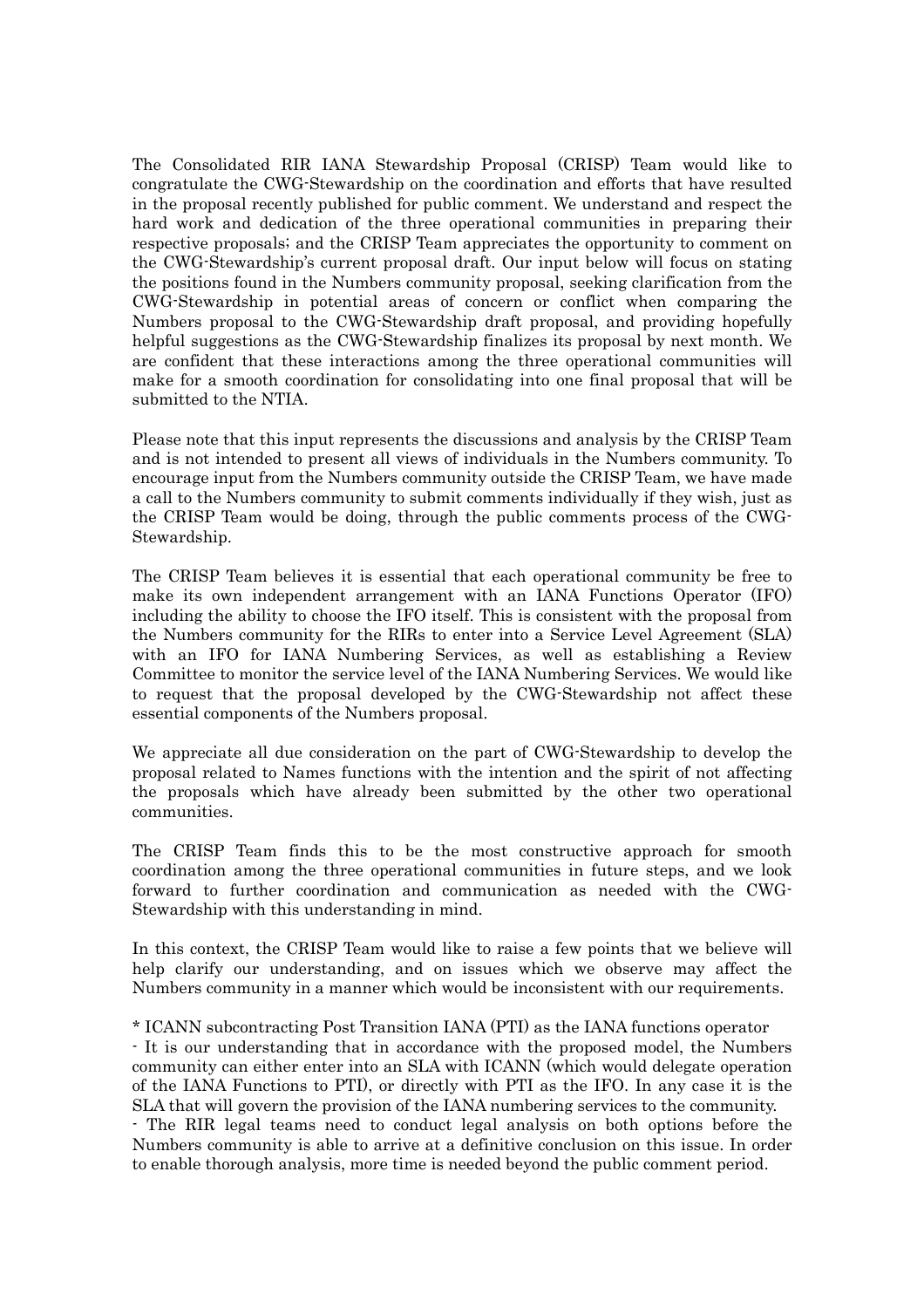The Consolidated RIR IANA Stewardship Proposal (CRISP) Team would like to congratulate the CWG-Stewardship on the coordination and efforts that have resulted in the proposal recently published for public comment. We understand and respect the hard work and dedication of the three operational communities in preparing their respective proposals; and the CRISP Team appreciates the opportunity to comment on the CWG-Stewardship's current proposal draft. Our input below will focus on stating the positions found in the Numbers community proposal, seeking clarification from the CWG-Stewardship in potential areas of concern or conflict when comparing the Numbers proposal to the CWG-Stewardship draft proposal, and providing hopefully helpful suggestions as the CWG-Stewardship finalizes its proposal by next month. We are confident that these interactions among the three operational communities will make for a smooth coordination for consolidating into one final proposal that will be submitted to the NTIA.

Please note that this input represents the discussions and analysis by the CRISP Team and is not intended to present all views of individuals in the Numbers community. To encourage input from the Numbers community outside the CRISP Team, we have made a call to the Numbers community to submit comments individually if they wish, just as the CRISP Team would be doing, through the public comments process of the CWG-Stewardship.

The CRISP Team believes it is essential that each operational community be free to make its own independent arrangement with an IANA Functions Operator (IFO) including the ability to choose the IFO itself. This is consistent with the proposal from the Numbers community for the RIRs to enter into a Service Level Agreement (SLA) with an IFO for IANA Numbering Services, as well as establishing a Review Committee to monitor the service level of the IANA Numbering Services. We would like to request that the proposal developed by the CWG-Stewardship not affect these essential components of the Numbers proposal.

We appreciate all due consideration on the part of CWG-Stewardship to develop the proposal related to Names functions with the intention and the spirit of not affecting the proposals which have already been submitted by the other two operational communities.

The CRISP Team finds this to be the most constructive approach for smooth coordination among the three operational communities in future steps, and we look forward to further coordination and communication as needed with the CWG-Stewardship with this understanding in mind.

In this context, the CRISP Team would like to raise a few points that we believe will help clarify our understanding, and on issues which we observe may affect the Numbers community in a manner which would be inconsistent with our requirements.

* ICANN subcontracting Post Transition IANA (PTI) as the IANA functions operator
- It is our understanding that in accordance with the proposed model, the Numbers community can either enter into an SLA with ICANN (which would delegate operation of the IANA Functions to PTI), or directly with PTI as the IFO. In any case it is the SLA that will govern the provision of the IANA numbering services to the community.
- The RIR legal teams need to conduct legal analysis on both options before the Numbers community is able to arrive at a definitive conclusion on this issue. In order to enable thorough analysis, more time is needed beyond the public comment period.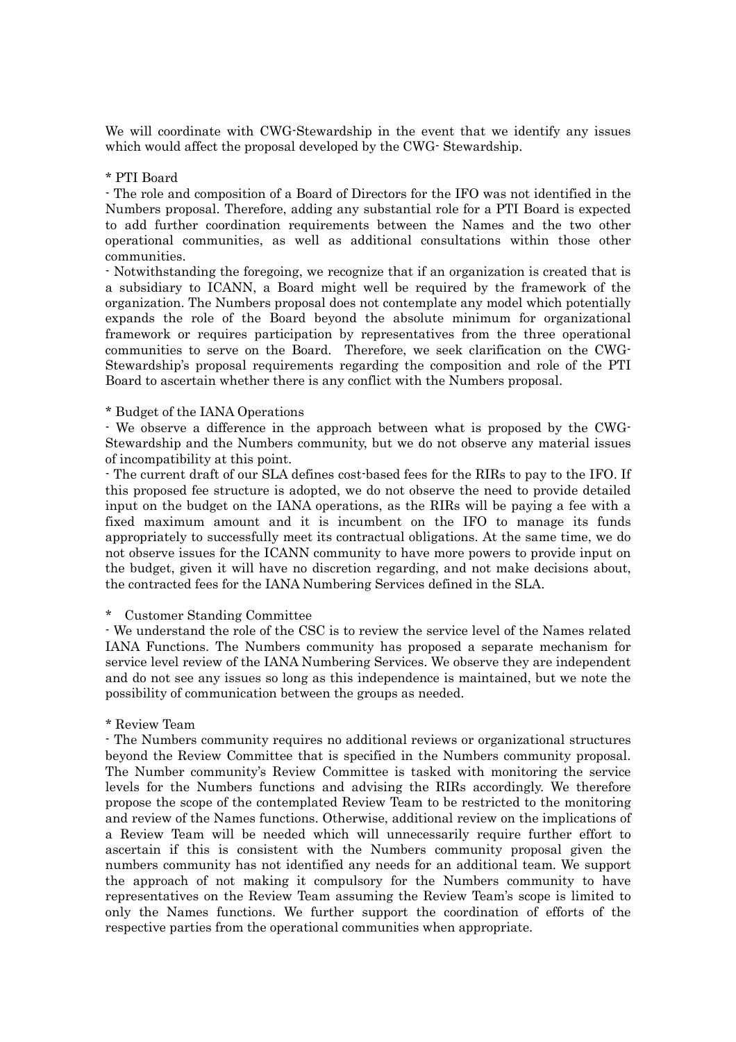We will coordinate with CWG-Stewardship in the event that we identify any issues which would affect the proposal developed by the CWG- Stewardship.

* PTI Board

- The role and composition of a Board of Directors for the IFO was not identified in the Numbers proposal. Therefore, adding any substantial role for a PTI Board is expected to add further coordination requirements between the Names and the two other operational communities, as well as additional consultations within those other communities.

- Notwithstanding the foregoing, we recognize that if an organization is created that is a subsidiary to ICANN, a Board might well be required by the framework of the organization. The Numbers proposal does not contemplate any model which potentially expands the role of the Board beyond the absolute minimum for organizational framework or requires participation by representatives from the three operational communities to serve on the Board. Therefore, we seek clarification on the CWG-Stewardship's proposal requirements regarding the composition and role of the PTI Board to ascertain whether there is any conflict with the Numbers proposal.

* Budget of the IANA Operations

- We observe a difference in the approach between what is proposed by the CWG-Stewardship and the Numbers community, but we do not observe any material issues of incompatibility at this point.

- The current draft of our SLA defines cost-based fees for the RIRs to pay to the IFO. If this proposed fee structure is adopted, we do not observe the need to provide detailed input on the budget on the IANA operations, as the RIRs will be paying a fee with a fixed maximum amount and it is incumbent on the IFO to manage its funds appropriately to successfully meet its contractual obligations. At the same time, we do not observe issues for the ICANN community to have more powers to provide input on the budget, given it will have no discretion regarding, and not make decisions about, the contracted fees for the IANA Numbering Services defined in the SLA.

* Customer Standing Committee

- We understand the role of the CSC is to review the service level of the Names related IANA Functions. The Numbers community has proposed a separate mechanism for service level review of the IANA Numbering Services. We observe they are independent and do not see any issues so long as this independence is maintained, but we note the possibility of communication between the groups as needed.

* Review Team

- The Numbers community requires no additional reviews or organizational structures beyond the Review Committee that is specified in the Numbers community proposal. The Number community's Review Committee is tasked with monitoring the service levels for the Numbers functions and advising the RIRs accordingly. We therefore propose the scope of the contemplated Review Team to be restricted to the monitoring and review of the Names functions. Otherwise, additional review on the implications of a Review Team will be needed which will unnecessarily require further effort to ascertain if this is consistent with the Numbers community proposal given the numbers community has not identified any needs for an additional team. We support the approach of not making it compulsory for the Numbers community to have representatives on the Review Team assuming the Review Team's scope is limited to only the Names functions. We further support the coordination of efforts of the respective parties from the operational communities when appropriate.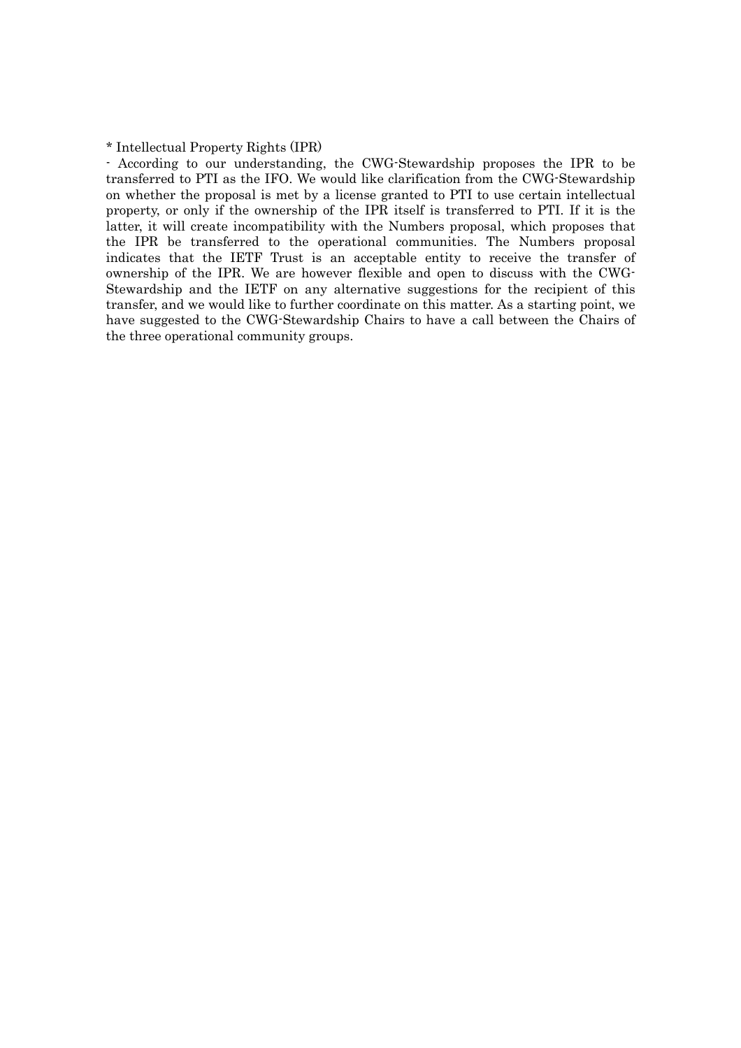* Intellectual Property Rights (IPR)

- According to our understanding, the CWG-Stewardship proposes the IPR to be transferred to PTI as the IFO. We would like clarification from the CWG-Stewardship on whether the proposal is met by a license granted to PTI to use certain intellectual property, or only if the ownership of the IPR itself is transferred to PTI. If it is the latter, it will create incompatibility with the Numbers proposal, which proposes that the IPR be transferred to the operational communities. The Numbers proposal indicates that the IETF Trust is an acceptable entity to receive the transfer of ownership of the IPR. We are however flexible and open to discuss with the CWG-Stewardship and the IETF on any alternative suggestions for the recipient of this transfer, and we would like to further coordinate on this matter. As a starting point, we have suggested to the CWG-Stewardship Chairs to have a call between the Chairs of the three operational community groups.